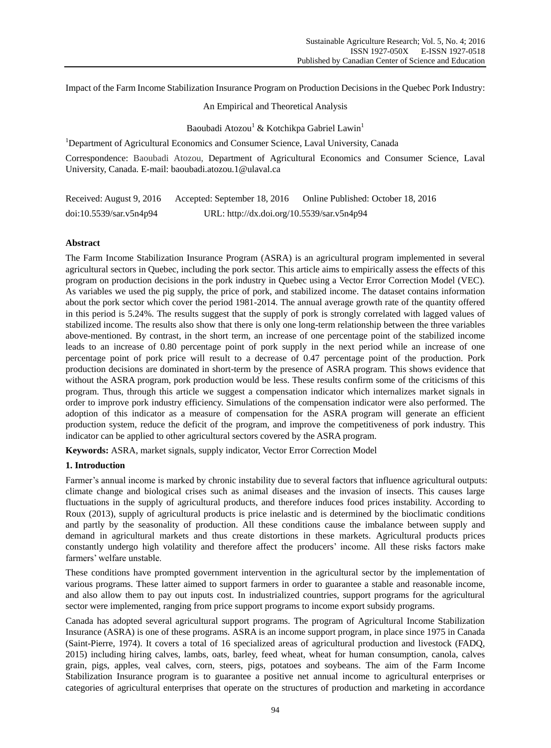# Impact of the Farm Income Stabilization Insurance Program on Production Decisions in the Quebec Pork Industry: An Empirical and Theoretical Analysis

Baoubadi Atozou[1] & Kotchikpa Gabriel Lawin[1]

[1]Department of Agricultural Economics and Consumer Science, Laval University, Canada

Correspondence: Baoubadi Atozou, Department of Agricultural Economics and Consumer Science, Laval University, Canada. E-mail: baoubadi.atozou.1@ulaval.ca

Received: August 9, 2016 Accepted: September 18, 2016 Online Published: October 18, 2016

doi:10.5539/sar.v5n4p94 URL: http://dx.doi.org/10.5539/sar.v5n4p94

## Abstract

The Farm Income Stabilization Insurance Program (ASRA) is an agricultural program implemented in several agricultural sectors in Quebec, including the pork sector. This article aims to empirically assess the effects of this program on production decisions in the pork industry in Quebec using a Vector Error Correction Model (VEC). As variables we used the pig supply, the price of pork, and stabilized income. The dataset contains information about the pork sector which cover the period 1981-2014. The annual average growth rate of the quantity offered in this period is 5.24%. The results suggest that the supply of pork is strongly correlated with lagged values of stabilized income. The results also show that there is only one long-term relationship between the three variables above-mentioned. By contrast, in the short term, an increase of one percentage point of the stabilized income leads to an increase of 0.80 percentage point of pork supply in the next period while an increase of one percentage point of pork price will result to a decrease of 0.47 percentage point of the production. Pork production decisions are dominated in short-term by the presence of ASRA program. This shows evidence that without the ASRA program, pork production would be less. These results confirm some of the criticisms of this program. Thus, through this article we suggest a compensation indicator which internalizes market signals in order to improve pork industry efficiency. Simulations of the compensation indicator were also performed. The adoption of this indicator as a measure of compensation for the ASRA program will generate an efficient production system, reduce the deficit of the program, and improve the competitiveness of pork industry. This indicator can be applied to other agricultural sectors covered by the ASRA program.

**Keywords:** ASRA, market signals, supply indicator, Vector Error Correction Model

## 1. Introduction

Farmer's annual income is marked by chronic instability due to several factors that influence agricultural outputs: climate change and biological crises such as animal diseases and the invasion of insects. This causes large fluctuations in the supply of agricultural products, and therefore induces food prices instability. According to Roux (2013), supply of agricultural products is price inelastic and is determined by the bioclimatic conditions and partly by the seasonality of production. All these conditions cause the imbalance between supply and demand in agricultural markets and thus create distortions in these markets. Agricultural products prices constantly undergo high volatility and therefore affect the producers' income. All these risks factors make farmers' welfare unstable.

These conditions have prompted government intervention in the agricultural sector by the implementation of various programs. These latter aimed to support farmers in order to guarantee a stable and reasonable income, and also allow them to pay out inputs cost. In industrialized countries, support programs for the agricultural sector were implemented, ranging from price support programs to income export subsidy programs.

Canada has adopted several agricultural support programs. The program of Agricultural Income Stabilization Insurance (ASRA) is one of these programs. ASRA is an income support program, in place since 1975 in Canada (Saint-Pierre, 1974). It covers a total of 16 specialized areas of agricultural production and livestock (FADQ, 2015) including hiring calves, lambs, oats, barley, feed wheat, wheat for human consumption, canola, calves grain, pigs, apples, veal calves, corn, steers, pigs, potatoes and soybeans. The aim of the Farm Income Stabilization Insurance program is to guarantee a positive net annual income to agricultural enterprises or categories of agricultural enterprises that operate on the structures of production and marketing in accordance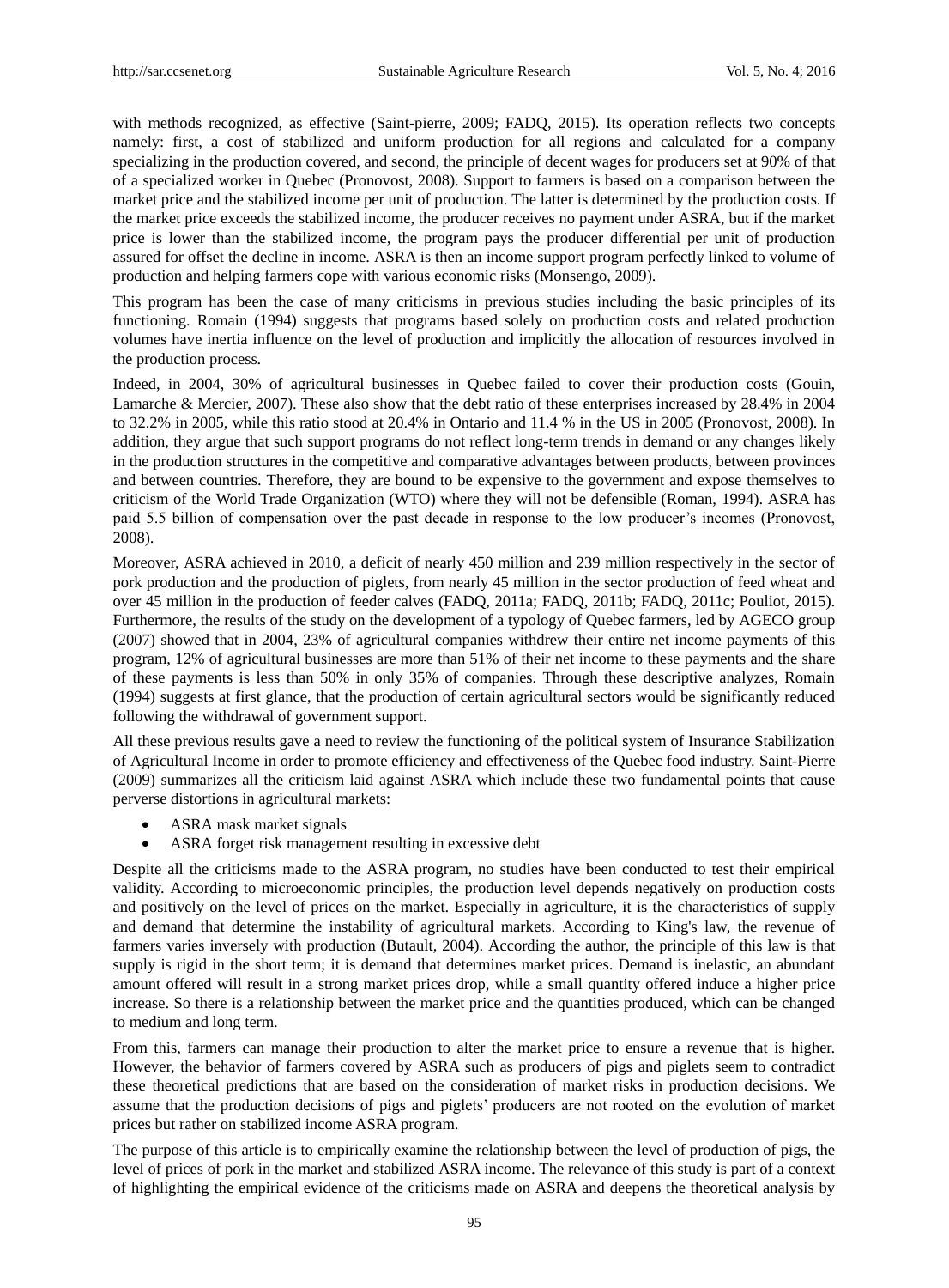with methods recognized, as effective (Saint-pierre, 2009; FADQ, 2015). Its operation reflects two concepts namely: first, a cost of stabilized and uniform production for all regions and calculated for a company specializing in the production covered, and second, the principle of decent wages for producers set at 90% of that of a specialized worker in Quebec (Pronovost, 2008). Support to farmers is based on a comparison between the market price and the stabilized income per unit of production. The latter is determined by the production costs. If the market price exceeds the stabilized income, the producer receives no payment under ASRA, but if the market price is lower than the stabilized income, the program pays the producer differential per unit of production assured for offset the decline in income. ASRA is then an income support program perfectly linked to volume of production and helping farmers cope with various economic risks (Monsengo, 2009).

This program has been the case of many criticisms in previous studies including the basic principles of its functioning. Romain (1994) suggests that programs based solely on production costs and related production volumes have inertia influence on the level of production and implicitly the allocation of resources involved in the production process.

Indeed, in 2004, 30% of agricultural businesses in Quebec failed to cover their production costs (Gouin, Lamarche & Mercier, 2007). These also show that the debt ratio of these enterprises increased by 28.4% in 2004 to 32.2% in 2005, while this ratio stood at 20.4% in Ontario and 11.4 % in the US in 2005 (Pronovost, 2008). In addition, they argue that such support programs do not reflect long-term trends in demand or any changes likely in the production structures in the competitive and comparative advantages between products, between provinces and between countries. Therefore, they are bound to be expensive to the government and expose themselves to criticism of the World Trade Organization (WTO) where they will not be defensible (Roman, 1994). ASRA has paid 5.5 billion of compensation over the past decade in response to the low producer's incomes (Pronovost, 2008).

Moreover, ASRA achieved in 2010, a deficit of nearly 450 million and 239 million respectively in the sector of pork production and the production of piglets, from nearly 45 million in the sector production of feed wheat and over 45 million in the production of feeder calves (FADQ, 2011a; FADQ, 2011b; FADQ, 2011c; Pouliot, 2015). Furthermore, the results of the study on the development of a typology of Quebec farmers, led by AGECO group (2007) showed that in 2004, 23% of agricultural companies withdrew their entire net income payments of this program, 12% of agricultural businesses are more than 51% of their net income to these payments and the share of these payments is less than 50% in only 35% of companies. Through these descriptive analyzes, Romain (1994) suggests at first glance, that the production of certain agricultural sectors would be significantly reduced following the withdrawal of government support.

All these previous results gave a need to review the functioning of the political system of Insurance Stabilization of Agricultural Income in order to promote efficiency and effectiveness of the Quebec food industry. Saint-Pierre (2009) summarizes all the criticism laid against ASRA which include these two fundamental points that cause perverse distortions in agricultural markets:

- ASRA mask market signals
- ASRA forget risk management resulting in excessive debt

Despite all the criticisms made to the ASRA program, no studies have been conducted to test their empirical validity. According to microeconomic principles, the production level depends negatively on production costs and positively on the level of prices on the market. Especially in agriculture, it is the characteristics of supply and demand that determine the instability of agricultural markets. According to King's law, the revenue of farmers varies inversely with production (Butault, 2004). According the author, the principle of this law is that supply is rigid in the short term; it is demand that determines market prices. Demand is inelastic, an abundant amount offered will result in a strong market prices drop, while a small quantity offered induce a higher price increase. So there is a relationship between the market price and the quantities produced, which can be changed to medium and long term.

From this, farmers can manage their production to alter the market price to ensure a revenue that is higher. However, the behavior of farmers covered by ASRA such as producers of pigs and piglets seem to contradict these theoretical predictions that are based on the consideration of market risks in production decisions. We assume that the production decisions of pigs and piglets' producers are not rooted on the evolution of market prices but rather on stabilized income ASRA program.

The purpose of this article is to empirically examine the relationship between the level of production of pigs, the level of prices of pork in the market and stabilized ASRA income. The relevance of this study is part of a context of highlighting the empirical evidence of the criticisms made on ASRA and deepens the theoretical analysis by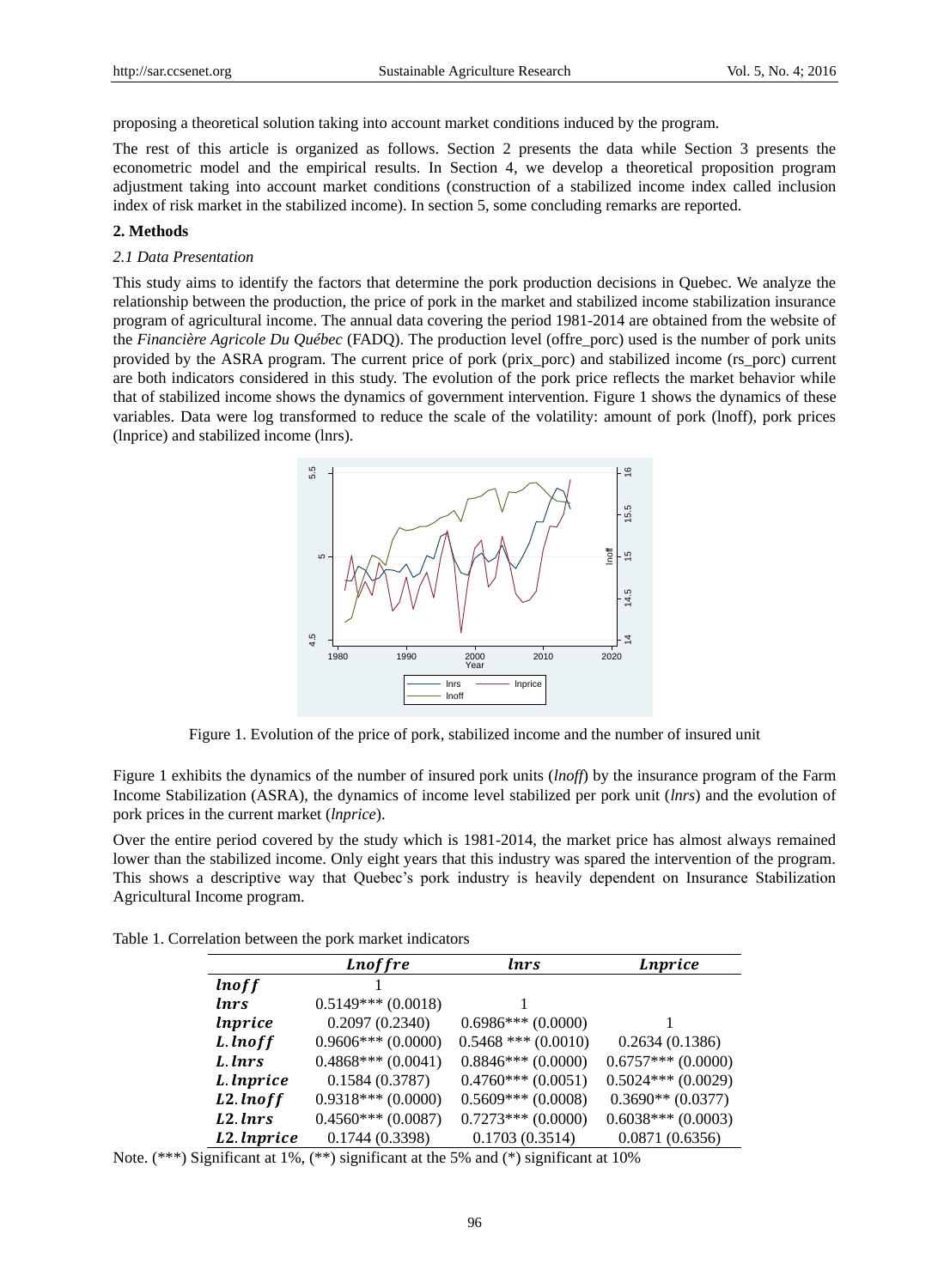proposing a theoretical solution taking into account market conditions induced by the program.

The rest of this article is organized as follows. Section 2 presents the data while Section 3 presents the econometric model and the empirical results. In Section 4, we develop a theoretical proposition program adjustment taking into account market conditions (construction of a stabilized income index called inclusion index of risk market in the stabilized income). In section 5, some concluding remarks are reported.

## 2. Methods

### *2.1 Data Presentation*

This study aims to identify the factors that determine the pork production decisions in Quebec. We analyze the relationship between the production, the price of pork in the market and stabilized income stabilization insurance program of agricultural income. The annual data covering the period 1981-2014 are obtained from the website of the *Financière Agricole Du Québec* (FADQ). The production level (offre_porc) used is the number of pork units provided by the ASRA program. The current price of pork (prix_porc) and stabilized income (rs_porc) current are both indicators considered in this study. The evolution of the pork price reflects the market behavior while that of stabilized income shows the dynamics of government intervention. Figure 1 shows the dynamics of these variables. Data were log transformed to reduce the scale of the volatility: amount of pork (lnoff), pork prices (lnprice) and stabilized income (lnrs).

Figure 1. Evolution of the price of pork, stabilized income and the number of insured unit

Figure 1 exhibits the dynamics of the number of insured pork units (*lnoff*) by the insurance program of the Farm Income Stabilization (ASRA), the dynamics of income level stabilized per pork unit (*lnrs*) and the evolution of pork prices in the current market (*lnprice*).

Over the entire period covered by the study which is 1981-2014, the market price has almost always remained lower than the stabilized income. Only eight years that this industry was spared the intervention of the program. This shows a descriptive way that Quebec's pork industry is heavily dependent on Insurance Stabilization Agricultural Income program.

Table 1. Correlation between the pork market indicators

| | *Lnoffre* | *lnrs* | *Lnprice* |
|---|---|---|---|
| ***lnoff*** | 1 | | |
| ***lnrs*** | 0.5149*** (0.0018) | 1 | |
| ***lnprice*** | 0.2097 (0.2340) | 0.6986*** (0.0000) | 1 |
| ***L.lnoff*** | 0.9606*** (0.0000) | 0.5468 *** (0.0010) | 0.2634 (0.1386) |
| ***L.lnrs*** | 0.4868*** (0.0041) | 0.8846*** (0.0000) | 0.6757*** (0.0000) |
| ***L.lnprice*** | 0.1584 (0.3787) | 0.4760*** (0.0051) | 0.5024*** (0.0029) |
| ***L2.lnoff*** | 0.9318*** (0.0000) | 0.5609*** (0.0008) | 0.3690** (0.0377) |
| ***L2.lnrs*** | 0.4560*** (0.0087) | 0.7273*** (0.0000) | 0.6038*** (0.0003) |
| ***L2.lnprice*** | 0.1744 (0.3398) | 0.1703 (0.3514) | 0.0871 (0.6356) |

Note. (***) Significant at 1%, (**) significant at the 5% and (*) significant at 10%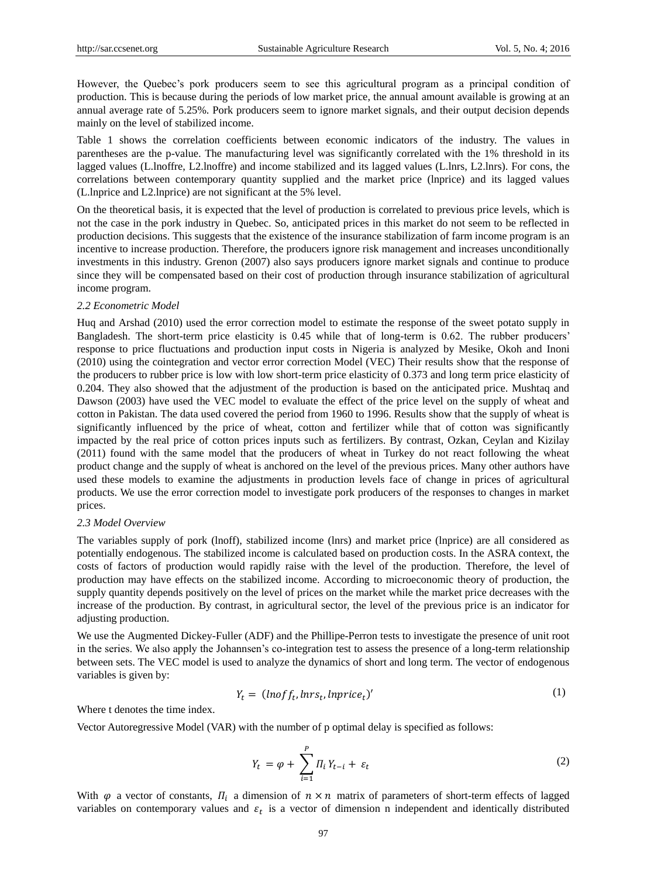However, the Quebec's pork producers seem to see this agricultural program as a principal condition of production. This is because during the periods of low market price, the annual amount available is growing at an annual average rate of 5.25%. Pork producers seem to ignore market signals, and their output decision depends mainly on the level of stabilized income.

Table 1 shows the correlation coefficients between economic indicators of the industry. The values in parentheses are the p-value. The manufacturing level was significantly correlated with the 1% threshold in its lagged values (L.lnoffre, L2.lnoffre) and income stabilized and its lagged values (L.lnrs, L2.lnrs). For cons, the correlations between contemporary quantity supplied and the market price (lnprice) and its lagged values (L.lnprice and L2.lnprice) are not significant at the 5% level.

On the theoretical basis, it is expected that the level of production is correlated to previous price levels, which is not the case in the pork industry in Quebec. So, anticipated prices in this market do not seem to be reflected in production decisions. This suggests that the existence of the insurance stabilization of farm income program is an incentive to increase production. Therefore, the producers ignore risk management and increases unconditionally investments in this industry. Grenon (2007) also says producers ignore market signals and continue to produce since they will be compensated based on their cost of production through insurance stabilization of agricultural income program.

### *2.2 Econometric Model*

Huq and Arshad (2010) used the error correction model to estimate the response of the sweet potato supply in Bangladesh. The short-term price elasticity is 0.45 while that of long-term is 0.62. The rubber producers' response to price fluctuations and production input costs in Nigeria is analyzed by Mesike, Okoh and Inoni (2010) using the cointegration and vector error correction Model (VEC) Their results show that the response of the producers to rubber price is low with low short-term price elasticity of 0.373 and long term price elasticity of 0.204. They also showed that the adjustment of the production is based on the anticipated price. Mushtaq and Dawson (2003) have used the VEC model to evaluate the effect of the price level on the supply of wheat and cotton in Pakistan. The data used covered the period from 1960 to 1996. Results show that the supply of wheat is significantly influenced by the price of wheat, cotton and fertilizer while that of cotton was significantly impacted by the real price of cotton prices inputs such as fertilizers. By contrast, Ozkan, Ceylan and Kizilay (2011) found with the same model that the producers of wheat in Turkey do not react following the wheat product change and the supply of wheat is anchored on the level of the previous prices. Many other authors have used these models to examine the adjustments in production levels face of change in prices of agricultural products. We use the error correction model to investigate pork producers of the responses to changes in market prices.

### *2.3 Model Overview*

The variables supply of pork (lnoff), stabilized income (lnrs) and market price (lnprice) are all considered as potentially endogenous. The stabilized income is calculated based on production costs. In the ASRA context, the costs of factors of production would rapidly raise with the level of the production. Therefore, the level of production may have effects on the stabilized income. According to microeconomic theory of production, the supply quantity depends positively on the level of prices on the market while the market price decreases with the increase of the production. By contrast, in agricultural sector, the level of the previous price is an indicator for adjusting production.

We use the Augmented Dickey-Fuller (ADF) and the Phillipe-Perron tests to investigate the presence of unit root in the series. We also apply the Johannsen's co-integration test to assess the presence of a long-term relationship between sets. The VEC model is used to analyze the dynamics of short and long term. The vector of endogenous variables is given by:

$$Y_t = (lnoff_t, lnrs_t, lnprice_t)' \tag{1}$$

Where t denotes the time index.

Vector Autoregressive Model (VAR) with the number of p optimal delay is specified as follows:

$$Y_t = \varphi + \sum_{i=1}^{P} \Pi_i Y_{t-i} + \varepsilon_t \tag{2}$$

With $\varphi$ a vector of constants, $\Pi_i$ a dimension of $n \times n$ matrix of parameters of short-term effects of lagged variables on contemporary values and $\varepsilon_t$ is a vector of dimension n independent and identically distributed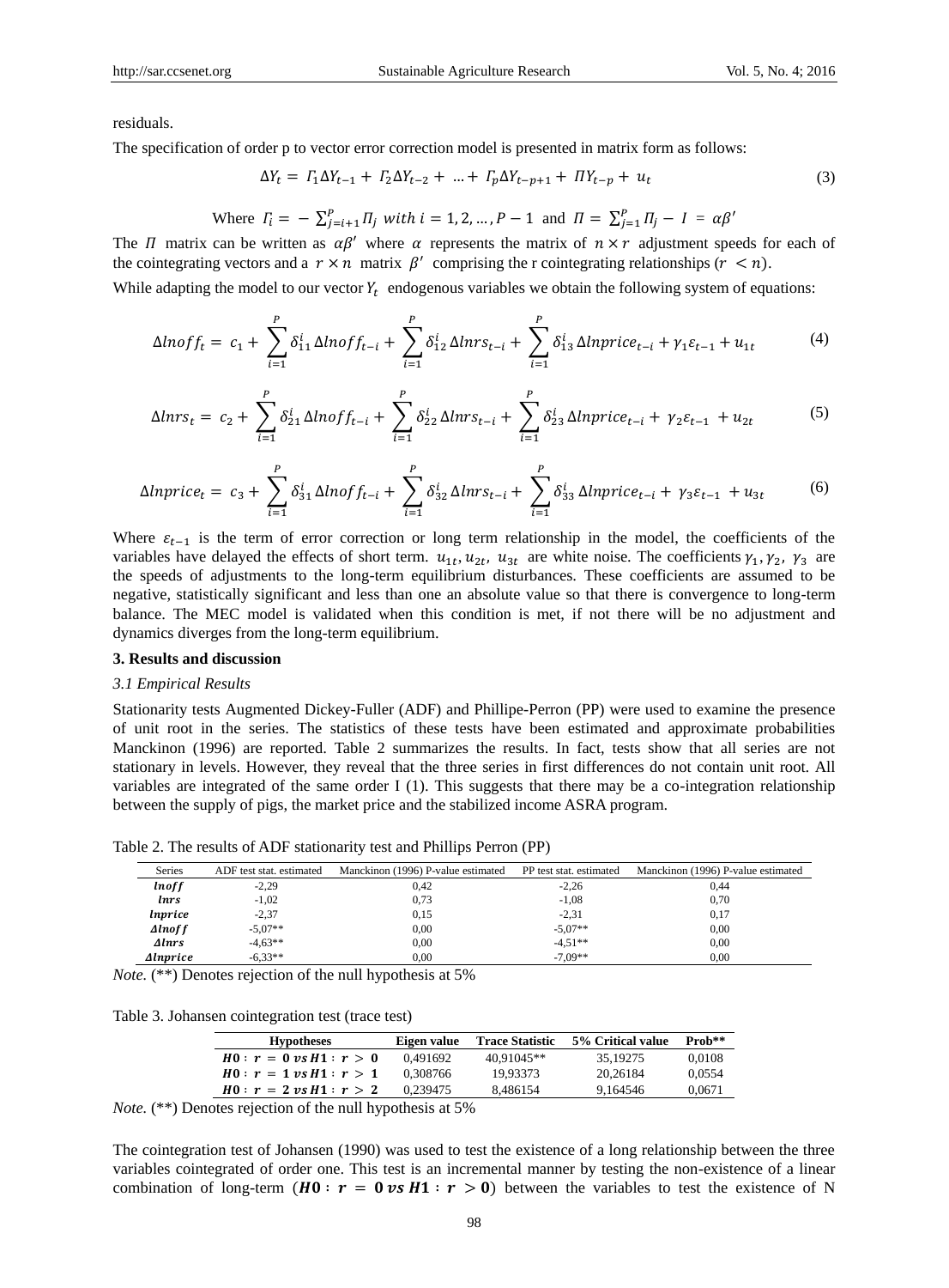residuals.

The specification of order p to vector error correction model is presented in matrix form as follows:

$$\Delta Y_t = \Gamma_1 \Delta Y_{t-1} + \Gamma_2 \Delta Y_{t-2} + \ldots + \Gamma_p \Delta Y_{t-p+1} + \Pi Y_{t-p} + u_t \tag{3}$$

$$\text{Where } \Gamma_i = -\sum_{j=i+1}^{P} \Pi_j \text{ with } i = 1, 2, \ldots, P-1 \text{ and } \Pi = \sum_{j=1}^{P} \Pi_j - I = \alpha\beta'$$

The $\Pi$ matrix can be written as $\alpha\beta'$ where $\alpha$ represents the matrix of $n \times r$ adjustment speeds for each of the cointegrating vectors and a $r \times n$ matrix $\beta'$ comprising the r cointegrating relationships ($r < n$).

While adapting the model to our vector $Y_t$ endogenous variables we obtain the following system of equations:

$$\Delta lnoff_t = c_1 + \sum_{i=1}^{P} \delta_{11}^{i} \Delta lnoff_{t-i} + \sum_{i=1}^{P} \delta_{12}^{i} \Delta lnrs_{t-i} + \sum_{i=1}^{P} \delta_{13}^{i} \Delta lnprice_{t-i} + \gamma_1 \varepsilon_{t-1} + u_{1t} \tag{4}$$

$$\Delta lnrs_t = c_2 + \sum_{i=1}^{P} \delta_{21}^{i} \Delta lnoff_{t-i} + \sum_{i=1}^{P} \delta_{22}^{i} \Delta lnrs_{t-i} + \sum_{i=1}^{P} \delta_{23}^{i} \Delta lnprice_{t-i} + \gamma_2 \varepsilon_{t-1} + u_{2t} \tag{5}$$

$$\Delta lnprice_t = c_3 + \sum_{i=1}^{P} \delta_{31}^{i} \Delta lnoff_{t-i} + \sum_{i=1}^{P} \delta_{32}^{i} \Delta lnrs_{t-i} + \sum_{i=1}^{P} \delta_{33}^{i} \Delta lnprice_{t-i} + \gamma_3 \varepsilon_{t-1} + u_{3t} \tag{6}$$

Where $\varepsilon_{t-1}$ is the term of error correction or long term relationship in the model, the coefficients of the variables have delayed the effects of short term. $u_{1t}, u_{2t}, u_{3t}$ are white noise. The coefficients $\gamma_1, \gamma_2, \gamma_3$ are the speeds of adjustments to the long-term equilibrium disturbances. These coefficients are assumed to be negative, statistically significant and less than one an absolute value so that there is convergence to long-term balance. The MEC model is validated when this condition is met, if not there will be no adjustment and dynamics diverges from the long-term equilibrium.

### 3. Results and discussion

#### *3.1 Empirical Results*

Stationarity tests Augmented Dickey-Fuller (ADF) and Phillipe-Perron (PP) were used to examine the presence of unit root in the series. The statistics of these tests have been estimated and approximate probabilities Manckinon (1996) are reported. Table 2 summarizes the results. In fact, tests show that all series are not stationary in levels. However, they reveal that the three series in first differences do not contain unit root. All variables are integrated of the same order I (1). This suggests that there may be a co-integration relationship between the supply of pigs, the market price and the stabilized income ASRA program.

Table 2. The results of ADF stationarity test and Phillips Perron (PP)

| Series | ADF test stat. estimated | Manckinon (1996) P-value estimated | PP test stat. estimated | Manckinon (1996) P-value estimated |
|---|---|---|---|---|
| $lnoff$ | -2,29 | 0,42 | -2,26 | 0,44 |
| $lnrs$ | -1,02 | 0,73 | -1,08 | 0,70 |
| $lnprice$ | -2,37 | 0,15 | -2,31 | 0,17 |
| $\Delta lnoff$ | -5,07** | 0,00 | -5,07** | 0,00 |
| $\Delta lnrs$ | -4,63** | 0,00 | -4,51** | 0,00 |
| $\Delta lnprice$ | -6,33** | 0,00 | -7,09** | 0,00 |

*Note.* (**) Denotes rejection of the null hypothesis at 5%

Table 3. Johansen cointegration test (trace test)

| Hypotheses | Eigen value | Trace Statistic | 5% Critical value | Prob** |
|---|---|---|---|---|
| $H0: r = 0 \text{ vs } H1: r > 0$ | 0,491692 | 40,91045** | 35,19275 | 0,0108 |
| $H0: r = 1 \text{ vs } H1: r > 1$ | 0,308766 | 19,93373 | 20,26184 | 0,0554 |
| $H0: r = 2 \text{ vs } H1: r > 2$ | 0,239475 | 8,486154 | 9,164546 | 0,0671 |

*Note.* (**) Denotes rejection of the null hypothesis at 5%

The cointegration test of Johansen (1990) was used to test the existence of a long relationship between the three variables cointegrated of order one. This test is an incremental manner by testing the non-existence of a linear combination of long-term ($\boldsymbol{H0: r = 0 \text{ vs } H1: r > 0}$) between the variables to test the existence of N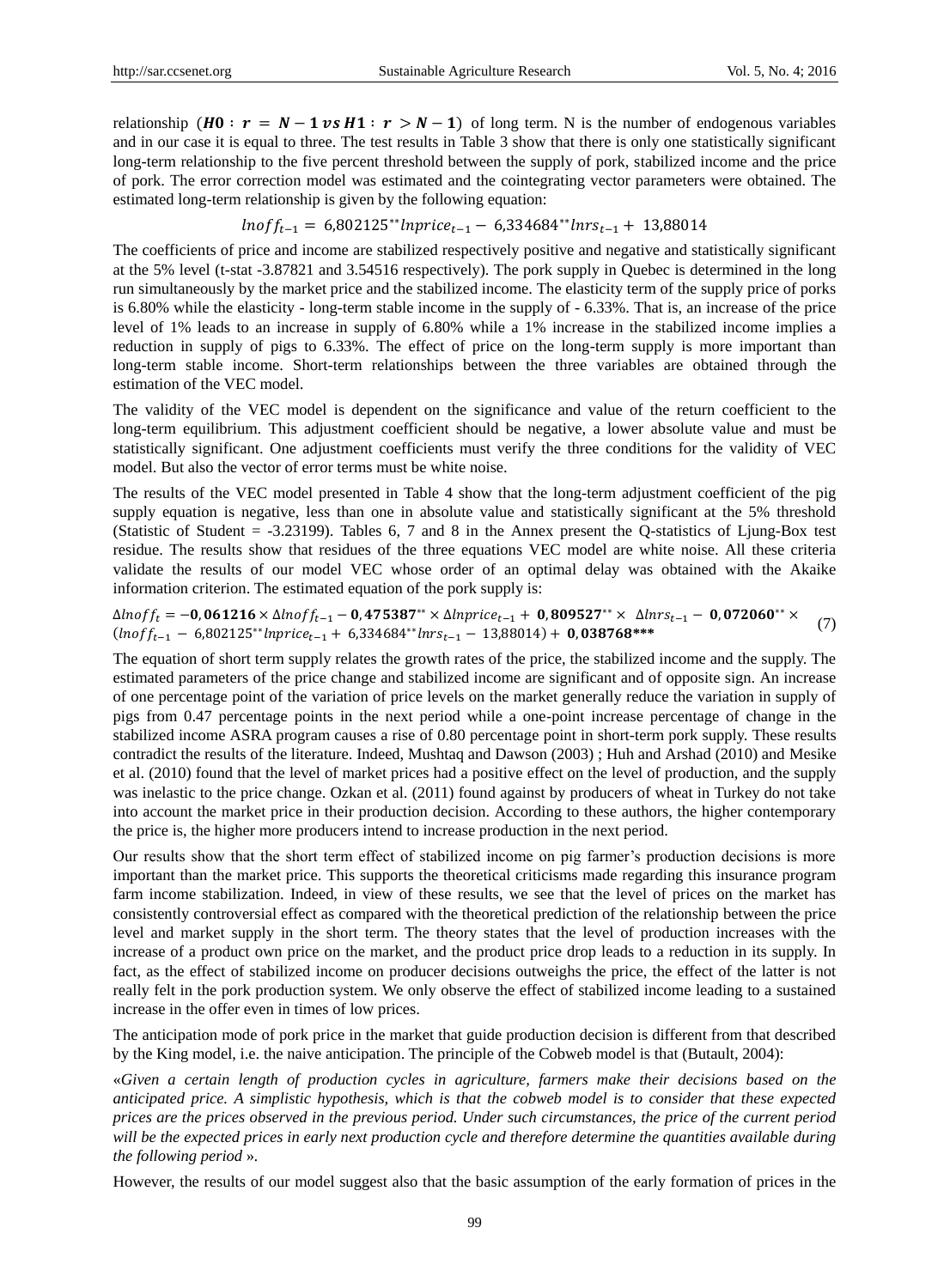relationship ($\mathbf{H0} : \boldsymbol{r} = \boldsymbol{N} - \mathbf{1}\ \boldsymbol{vs}\ \mathbf{H1} : \boldsymbol{r} > \boldsymbol{N} - \mathbf{1}$) of long term. N is the number of endogenous variables and in our case it is equal to three. The test results in Table 3 show that there is only one statistically significant long-term relationship to the five percent threshold between the supply of pork, stabilized income and the price of pork. The error correction model was estimated and the cointegrating vector parameters were obtained. The estimated long-term relationship is given by the following equation:

$$lnoff_{t-1} = 6{,}802125^{**}lnprice_{t-1} - 6{,}334684^{**}lnrs_{t-1} + 13{,}88014$$

The coefficients of price and income are stabilized respectively positive and negative and statistically significant at the 5% level (t-stat -3.87821 and 3.54516 respectively). The pork supply in Quebec is determined in the long run simultaneously by the market price and the stabilized income. The elasticity term of the supply price of porks is 6.80% while the elasticity - long-term stable income in the supply of - 6.33%. That is, an increase of the price level of 1% leads to an increase in supply of 6.80% while a 1% increase in the stabilized income implies a reduction in supply of pigs to 6.33%. The effect of price on the long-term supply is more important than long-term stable income. Short-term relationships between the three variables are obtained through the estimation of the VEC model.

The validity of the VEC model is dependent on the significance and value of the return coefficient to the long-term equilibrium. This adjustment coefficient should be negative, a lower absolute value and must be statistically significant. One adjustment coefficients must verify the three conditions for the validity of VEC model. But also the vector of error terms must be white noise.

The results of the VEC model presented in Table 4 show that the long-term adjustment coefficient of the pig supply equation is negative, less than one in absolute value and statistically significant at the 5% threshold (Statistic of Student = -3.23199). Tables 6, 7 and 8 in the Annex present the Q-statistics of Ljung-Box test residue. The results show that residues of the three equations VEC model are white noise. All these criteria validate the results of our model VEC whose order of an optimal delay was obtained with the Akaike information criterion. The estimated equation of the pork supply is:

$$\Delta lnoff_t = -\mathbf{0{,}061216} \times \Delta lnoff_{t-1} - \mathbf{0{,}475387}^{**} \times \Delta lnprice_{t-1} + \mathbf{0{,}809527}^{**} \times \Delta lnrs_{t-1} - \mathbf{0{,}072060}^{**} \times (lnoff_{t-1} - 6{,}802125^{**}lnprice_{t-1} + 6{,}334684^{**}lnrs_{t-1} - 13{,}88014) + \mathbf{0{,}038768}^{***} \quad (7)$$

The equation of short term supply relates the growth rates of the price, the stabilized income and the supply. The estimated parameters of the price change and stabilized income are significant and of opposite sign. An increase of one percentage point of the variation of price levels on the market generally reduce the variation in supply of pigs from 0.47 percentage points in the next period while a one-point increase percentage of change in the stabilized income ASRA program causes a rise of 0.80 percentage point in short-term pork supply. These results contradict the results of the literature. Indeed, Mushtaq and Dawson (2003) ; Huh and Arshad (2010) and Mesike et al. (2010) found that the level of market prices had a positive effect on the level of production, and the supply was inelastic to the price change. Ozkan et al. (2011) found against by producers of wheat in Turkey do not take into account the market price in their production decision. According to these authors, the higher contemporary the price is, the higher more producers intend to increase production in the next period.

Our results show that the short term effect of stabilized income on pig farmer's production decisions is more important than the market price. This supports the theoretical criticisms made regarding this insurance program farm income stabilization. Indeed, in view of these results, we see that the level of prices on the market has consistently controversial effect as compared with the theoretical prediction of the relationship between the price level and market supply in the short term. The theory states that the level of production increases with the increase of a product own price on the market, and the product price drop leads to a reduction in its supply. In fact, as the effect of stabilized income on producer decisions outweighs the price, the effect of the latter is not really felt in the pork production system. We only observe the effect of stabilized income leading to a sustained increase in the offer even in times of low prices.

The anticipation mode of pork price in the market that guide production decision is different from that described by the King model, i.e. the naive anticipation. The principle of the Cobweb model is that (Butault, 2004):

«*Given a certain length of production cycles in agriculture, farmers make their decisions based on the anticipated price. A simplistic hypothesis, which is that the cobweb model is to consider that these expected prices are the prices observed in the previous period. Under such circumstances, the price of the current period will be the expected prices in early next production cycle and therefore determine the quantities available during the following period* ».

However, the results of our model suggest also that the basic assumption of the early formation of prices in the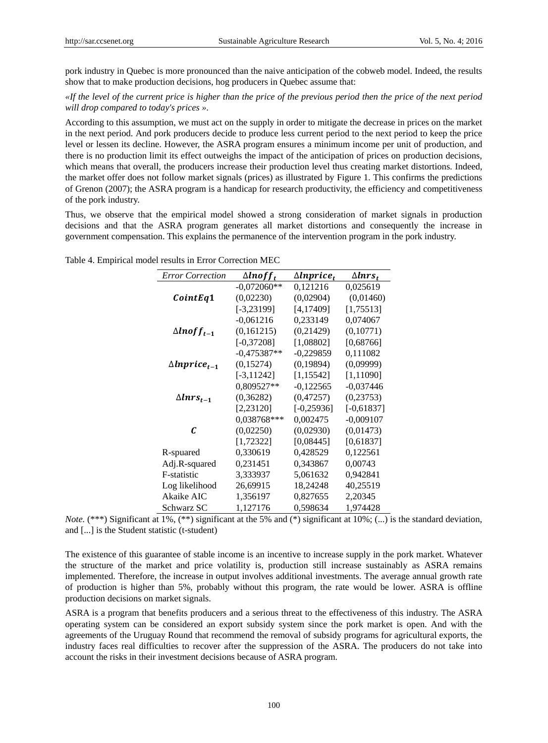pork industry in Quebec is more pronounced than the naive anticipation of the cobweb model. Indeed, the results show that to make production decisions, hog producers in Quebec assume that:

*«If the level of the current price is higher than the price of the previous period then the price of the next period will drop compared to today's prices ».*

According to this assumption, we must act on the supply in order to mitigate the decrease in prices on the market in the next period. And pork producers decide to produce less current period to the next period to keep the price level or lessen its decline. However, the ASRA program ensures a minimum income per unit of production, and there is no production limit its effect outweighs the impact of the anticipation of prices on production decisions, which means that overall, the producers increase their production level thus creating market distortions. Indeed, the market offer does not follow market signals (prices) as illustrated by Figure 1. This confirms the predictions of Grenon (2007); the ASRA program is a handicap for research productivity, the efficiency and competitiveness of the pork industry.

Thus, we observe that the empirical model showed a strong consideration of market signals in production decisions and that the ASRA program generates all market distortions and consequently the increase in government compensation. This explains the permanence of the intervention program in the pork industry.

Table 4. Empirical model results in Error Correction MEC

| *Error Correction* | $\Delta lnoff_t$ | $\Delta lnprice_t$ | $\Delta lnrs_t$ |
|---|---|---|---|
| $CointEq1$ | -0,072060** | 0,121216 | 0,025619 |
| | (0,02230) | (0,02904) | (0,01460) |
| | [-3,23199] | [4,17409] | [1,75513] |
| $\Delta lnoff_{t-1}$ | -0,061216 | 0,233149 | 0,074067 |
| | (0,161215) | (0,21429) | (0,10771) |
| | [-0,37208] | [1,08802] | [0,68766] |
| $\Delta lnprice_{t-1}$ | -0,475387** | -0,229859 | 0,111082 |
| | (0,15274) | (0,19894) | (0,09999) |
| | [-3,11242] | [1,15542] | [1,11090] |
| $\Delta lnrs_{t-1}$ | 0,809527** | -0,122565 | -0,037446 |
| | (0,36282) | (0,47257) | (0,23753) |
| | [2,23120] | [-0,25936] | [-0,61837] |
| $C$ | 0,038768*** | 0,002475 | -0,009107 |
| | (0,02250) | (0,02930) | (0,01473) |
| | [1,72322] | [0,08445] | [0,61837] |
| R-spuared | 0,330619 | 0,428529 | 0,122561 |
| Adj.R-squared | 0,231451 | 0,343867 | 0,00743 |
| F-statistic | 3,333937 | 5,061632 | 0,942841 |
| Log likelihood | 26,69915 | 18,24248 | 40,25519 |
| Akaike AIC | 1,356197 | 0,827655 | 2,20345 |
| Schwarz SC | 1,127176 | 0,598634 | 1,974428 |

*Note.* (***) Significant at 1%, (**) significant at the 5% and (*) significant at 10%; (...) is the standard deviation, and [...] is the Student statistic (t-student)

The existence of this guarantee of stable income is an incentive to increase supply in the pork market. Whatever the structure of the market and price volatility is, production still increase sustainably as ASRA remains implemented. Therefore, the increase in output involves additional investments. The average annual growth rate of production is higher than 5%, probably without this program, the rate would be lower. ASRA is offline production decisions on market signals.

ASRA is a program that benefits producers and a serious threat to the effectiveness of this industry. The ASRA operating system can be considered an export subsidy system since the pork market is open. And with the agreements of the Uruguay Round that recommend the removal of subsidy programs for agricultural exports, the industry faces real difficulties to recover after the suppression of the ASRA. The producers do not take into account the risks in their investment decisions because of ASRA program.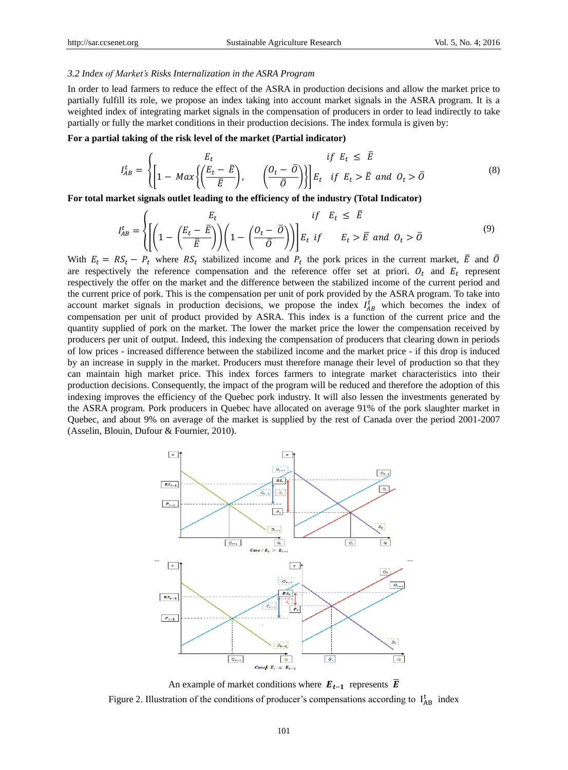### *3.2 Index of Market's Risks Internalization in the ASRA Program*

In order to lead farmers to reduce the effect of the ASRA in production decisions and allow the market price to partially fulfill its role, we propose an index taking into account market signals in the ASRA program. It is a weighted index of integrating market signals in the compensation of producers in order to lead indirectly to take partially or fully the market conditions in their production decisions. The index formula is given by:

**For a partial taking of the risk level of the market (Partial indicator)**

$$I_{AB}^{t} = \begin{cases} E_t & \text{if } E_t \leq \bar{E} \\ \left[1 - Max\left\{\left(\dfrac{E_t - \bar{E}}{\bar{E}}\right), \quad \left(\dfrac{O_t - \bar{O}}{\bar{O}}\right)\right\}\right] E_t & \text{if } E_t > \bar{E} \text{ and } O_t > \bar{O} \end{cases} \tag{8}$$

**For total market signals outlet leading to the efficiency of the industry (Total Indicator)**

$$I_{AB}^{t} = \begin{cases} E_t & \text{if } E_t \leq \bar{E} \\ \left[\left(1 - \left(\dfrac{E_t - \bar{E}}{\bar{E}}\right)\right)\left(1 - \left(\dfrac{O_t - \bar{O}}{\bar{O}}\right)\right)\right] E_t & \text{if } E_t > \bar{E} \text{ and } O_t > \bar{O} \end{cases} \tag{9}$$

With $E_t = RS_t - P_t$ where $RS_t$ stabilized income and $P_t$ the pork prices in the current market, $\bar{E}$ and $\bar{O}$ are respectively the reference compensation and the reference offer set at priori. $O_t$ and $E_t$ represent respectively the offer on the market and the difference between the stabilized income of the current period and the current price of pork. This is the compensation per unit of pork provided by the ASRA program. To take into account market signals in production decisions, we propose the index $I_{AB}^{t}$ which becomes the index of compensation per unit of product provided by ASRA. This index is a function of the current price and the quantity supplied of pork on the market. The lower the market price the lower the compensation received by producers per unit of output. Indeed, this indexing the compensation of producers that clearing down in periods of low prices - increased difference between the stabilized income and the market price - if this drop is induced by an increase in supply in the market. Producers must therefore manage their level of production so that they can maintain high market price. This index forces farmers to integrate market characteristics into their production decisions. Consequently, the impact of the program will be reduced and therefore the adoption of this indexing improves the efficiency of the Quebec pork industry. It will also lessen the investments generated by the ASRA program. Pork producers in Quebec have allocated on average 91% of the pork slaughter market in Quebec, and about 9% on average of the market is supplied by the rest of Canada over the period 2001-2007 (Asselin, Blouin, Dufour & Fournier, 2010).

An example of market conditions where $\boldsymbol{E_{t-1}}$ represents $\boldsymbol{\bar{E}}$

Figure 2. Illustration of the conditions of producer's compensations according to $I_{AB}^{t}$ index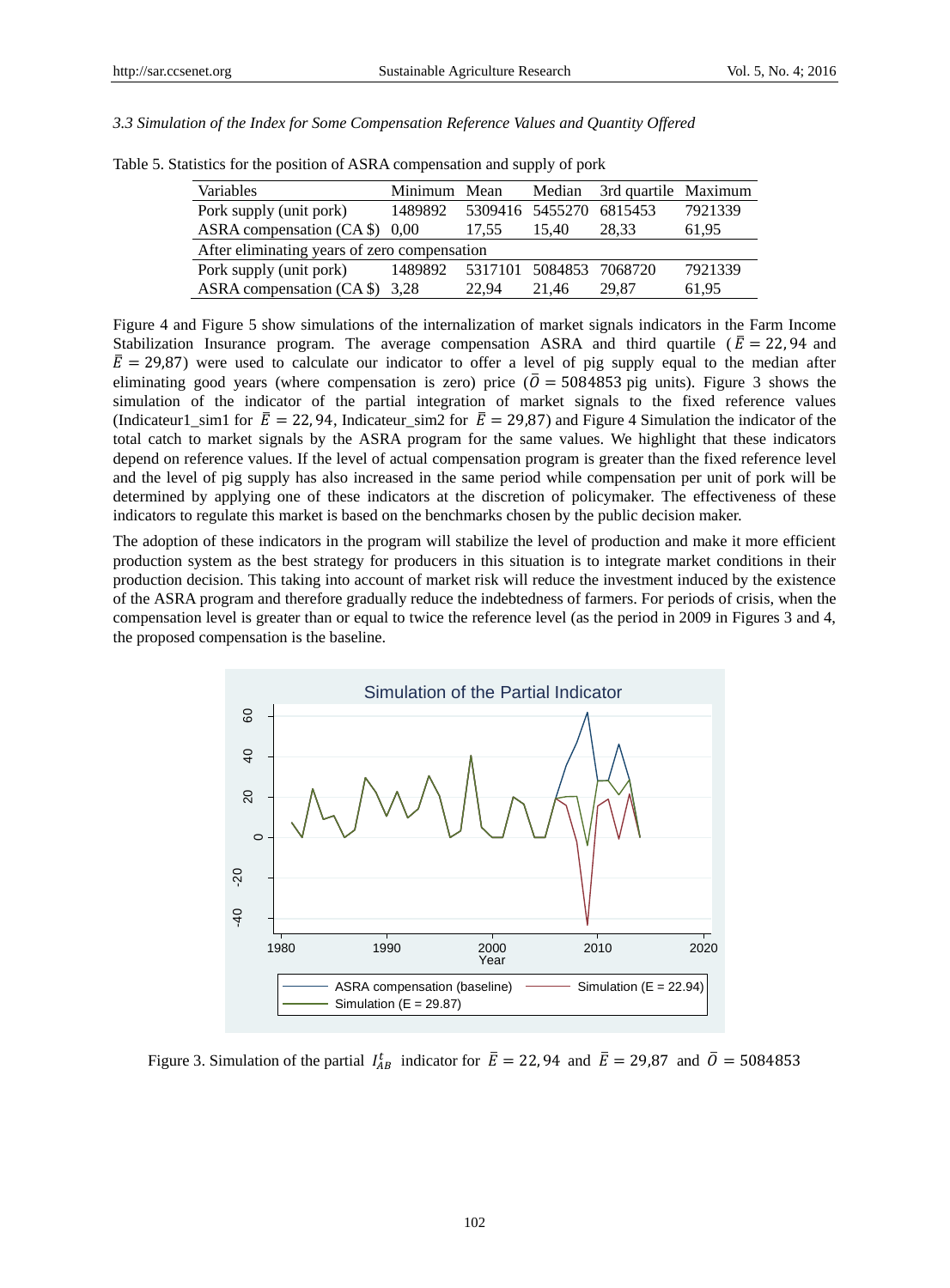*3.3 Simulation of the Index for Some Compensation Reference Values and Quantity Offered*

Table 5. Statistics for the position of ASRA compensation and supply of pork

| Variables | Minimum | Mean | Median | 3rd quartile | Maximum |
|---|---|---|---|---|---|
| Pork supply (unit pork) | 1489892 | 5309416 | 5455270 | 6815453 | 7921339 |
| ASRA compensation (CA $) | 0,00 | 17,55 | 15,40 | 28,33 | 61,95 |
| After eliminating years of zero compensation | | | | | |
| Pork supply (unit pork) | 1489892 | 5317101 | 5084853 | 7068720 | 7921339 |
| ASRA compensation (CA $) | 3,28 | 22,94 | 21,46 | 29,87 | 61,95 |

Figure 4 and Figure 5 show simulations of the internalization of market signals indicators in the Farm Income Stabilization Insurance program. The average compensation ASRA and third quartile ($\bar{E} = 22,94$ and $\bar{E} = 29{,}87$) were used to calculate our indicator to offer a level of pig supply equal to the median after eliminating good years (where compensation is zero) price ($\bar{O} = 5084853$ pig units). Figure 3 shows the simulation of the indicator of the partial integration of market signals to the fixed reference values (Indicateur1_sim1 for $\bar{E} = 22,94$, Indicateur_sim2 for $\bar{E} = 29{,}87$) and Figure 4 Simulation the indicator of the total catch to market signals by the ASRA program for the same values. We highlight that these indicators depend on reference values. If the level of actual compensation program is greater than the fixed reference level and the level of pig supply has also increased in the same period while compensation per unit of pork will be determined by applying one of these indicators at the discretion of policymaker. The effectiveness of these indicators to regulate this market is based on the benchmarks chosen by the public decision maker.

The adoption of these indicators in the program will stabilize the level of production and make it more efficient production system as the best strategy for producers in this situation is to integrate market conditions in their production decision. This taking into account of market risk will reduce the investment induced by the existence of the ASRA program and therefore gradually reduce the indebtedness of farmers. For periods of crisis, when the compensation level is greater than or equal to twice the reference level (as the period in 2009 in Figures 3 and 4, the proposed compensation is the baseline.

Figure 3. Simulation of the partial $I_{AB}^{t}$ indicator for $\bar{E} = 22,94$ and $\bar{E} = 29{,}87$ and $\bar{O} = 5084853$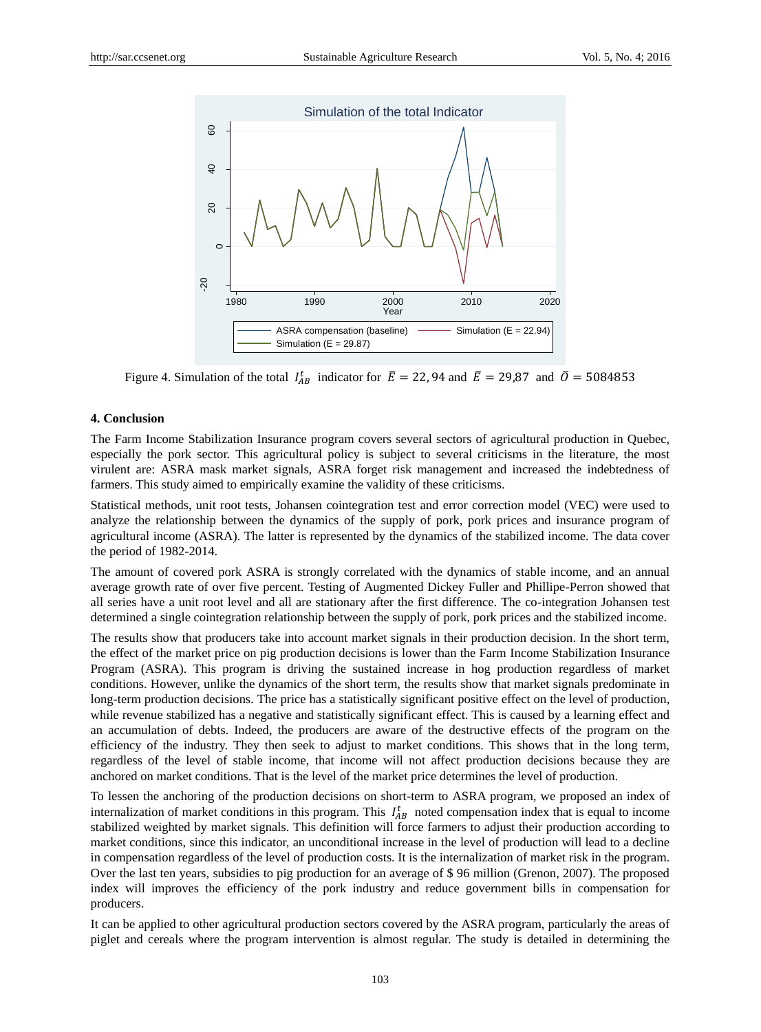Figure 4. Simulation of the total $I_{AB}^{t}$ indicator for $\bar{E} = 22,94$ and $\bar{E} = 29,87$ and $\bar{O} = 5084853$

#### 4. Conclusion

The Farm Income Stabilization Insurance program covers several sectors of agricultural production in Quebec, especially the pork sector. This agricultural policy is subject to several criticisms in the literature, the most virulent are: ASRA mask market signals, ASRA forget risk management and increased the indebtedness of farmers. This study aimed to empirically examine the validity of these criticisms.

Statistical methods, unit root tests, Johansen cointegration test and error correction model (VEC) were used to analyze the relationship between the dynamics of the supply of pork, pork prices and insurance program of agricultural income (ASRA). The latter is represented by the dynamics of the stabilized income. The data cover the period of 1982-2014.

The amount of covered pork ASRA is strongly correlated with the dynamics of stable income, and an annual average growth rate of over five percent. Testing of Augmented Dickey Fuller and Phillipe-Perron showed that all series have a unit root level and all are stationary after the first difference. The co-integration Johansen test determined a single cointegration relationship between the supply of pork, pork prices and the stabilized income.

The results show that producers take into account market signals in their production decision. In the short term, the effect of the market price on pig production decisions is lower than the Farm Income Stabilization Insurance Program (ASRA). This program is driving the sustained increase in hog production regardless of market conditions. However, unlike the dynamics of the short term, the results show that market signals predominate in long-term production decisions. The price has a statistically significant positive effect on the level of production, while revenue stabilized has a negative and statistically significant effect. This is caused by a learning effect and an accumulation of debts. Indeed, the producers are aware of the destructive effects of the program on the efficiency of the industry. They then seek to adjust to market conditions. This shows that in the long term, regardless of the level of stable income, that income will not affect production decisions because they are anchored on market conditions. That is the level of the market price determines the level of production.

To lessen the anchoring of the production decisions on short-term to ASRA program, we proposed an index of internalization of market conditions in this program. This $I_{AB}^{t}$ noted compensation index that is equal to income stabilized weighted by market signals. This definition will force farmers to adjust their production according to market conditions, since this indicator, an unconditional increase in the level of production will lead to a decline in compensation regardless of the level of production costs. It is the internalization of market risk in the program. Over the last ten years, subsidies to pig production for an average of $ 96 million (Grenon, 2007). The proposed index will improves the efficiency of the pork industry and reduce government bills in compensation for producers.

It can be applied to other agricultural production sectors covered by the ASRA program, particularly the areas of piglet and cereals where the program intervention is almost regular. The study is detailed in determining the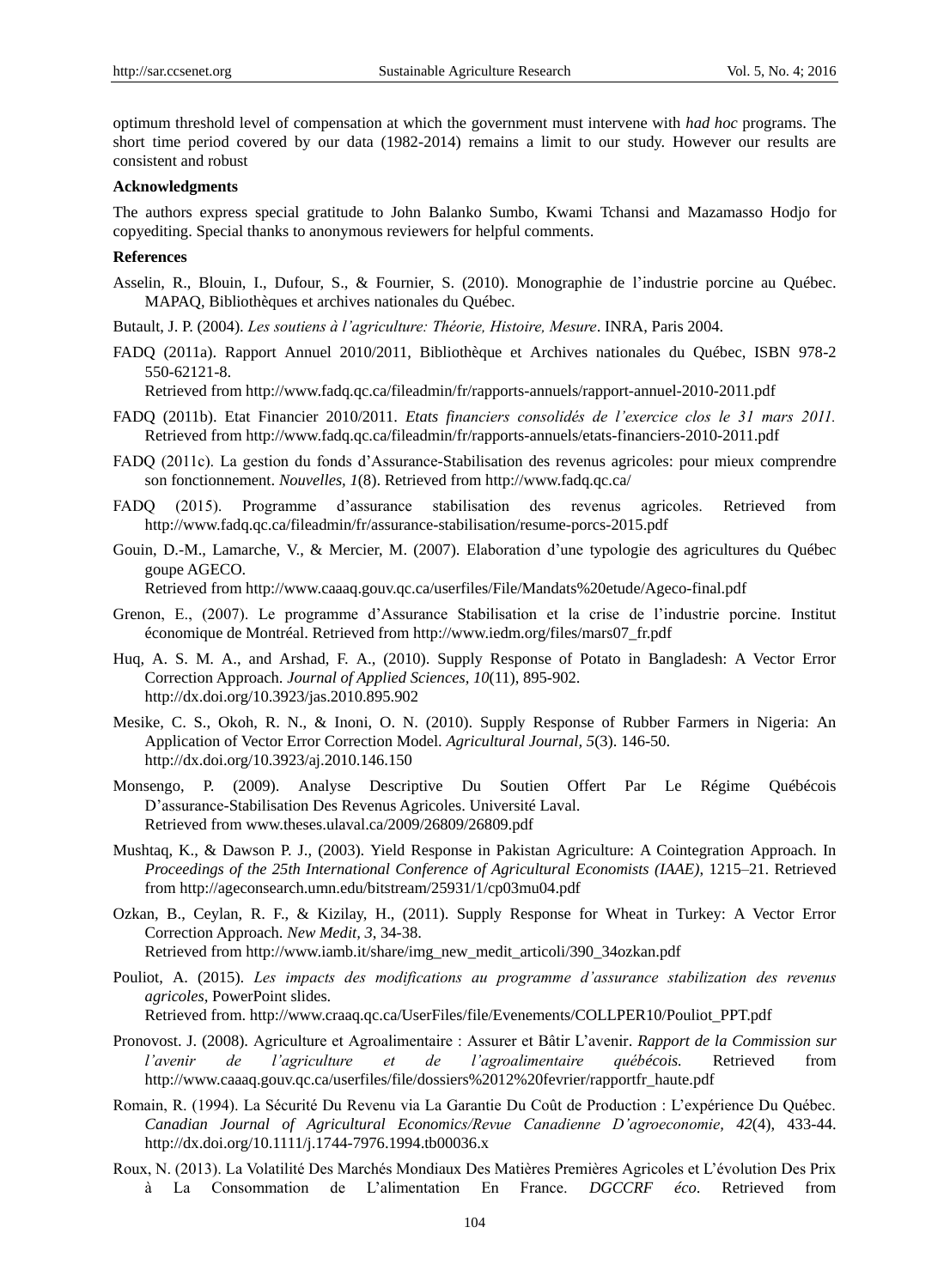optimum threshold level of compensation at which the government must intervene with *had hoc* programs. The short time period covered by our data (1982-2014) remains a limit to our study. However our results are consistent and robust

**Acknowledgments**

The authors express special gratitude to John Balanko Sumbo, Kwami Tchansi and Mazamasso Hodjo for copyediting. Special thanks to anonymous reviewers for helpful comments.

**References**

Asselin, R., Blouin, I., Dufour, S., & Fournier, S. (2010). Monographie de l'industrie porcine au Québec. MAPAQ, Bibliothèques et archives nationales du Québec.

Butault, J. P. (2004). *Les soutiens à l'agriculture: Théorie, Histoire, Mesure*. INRA, Paris 2004.

FADQ (2011a). Rapport Annuel 2010/2011, Bibliothèque et Archives nationales du Québec, ISBN 978-2 550-62121-8. Retrieved from http://www.fadq.qc.ca/fileadmin/fr/rapports-annuels/rapport-annuel-2010-2011.pdf

FADQ (2011b). Etat Financier 2010/2011. *Etats financiers consolidés de l'exercice clos le 31 mars 2011.* Retrieved from http://www.fadq.qc.ca/fileadmin/fr/rapports-annuels/etats-financiers-2010-2011.pdf

FADQ (2011c). La gestion du fonds d'Assurance-Stabilisation des revenus agricoles: pour mieux comprendre son fonctionnement. *Nouvelles, 1*(8). Retrieved from http://www.fadq.qc.ca/

FADQ (2015). Programme d'assurance stabilisation des revenus agricoles. Retrieved from http://www.fadq.qc.ca/fileadmin/fr/assurance-stabilisation/resume-porcs-2015.pdf

Gouin, D.-M., Lamarche, V., & Mercier, M. (2007). Elaboration d'une typologie des agricultures du Québec goupe AGECO. Retrieved from http://www.caaaq.gouv.qc.ca/userfiles/File/Mandats%20etude/Ageco-final.pdf

Grenon, E., (2007). Le programme d'Assurance Stabilisation et la crise de l'industrie porcine. Institut économique de Montréal. Retrieved from http://www.iedm.org/files/mars07_fr.pdf

Huq, A. S. M. A., and Arshad, F. A., (2010). Supply Response of Potato in Bangladesh: A Vector Error Correction Approach. *Journal of Applied Sciences, 10*(11), 895-902. http://dx.doi.org/10.3923/jas.2010.895.902

Mesike, C. S., Okoh, R. N., & Inoni, O. N. (2010). Supply Response of Rubber Farmers in Nigeria: An Application of Vector Error Correction Model. *Agricultural Journal, 5*(3). 146-50. http://dx.doi.org/10.3923/aj.2010.146.150

Monsengo, P. (2009). Analyse Descriptive Du Soutien Offert Par Le Régime Québécois D'assurance-Stabilisation Des Revenus Agricoles. Université Laval. Retrieved from www.theses.ulaval.ca/2009/26809/26809.pdf

Mushtaq, K., & Dawson P. J., (2003). Yield Response in Pakistan Agriculture: A Cointegration Approach. In *Proceedings of the 25th International Conference of Agricultural Economists (IAAE)*, 1215–21. Retrieved from http://ageconsearch.umn.edu/bitstream/25931/1/cp03mu04.pdf

Ozkan, B., Ceylan, R. F., & Kizilay, H., (2011). Supply Response for Wheat in Turkey: A Vector Error Correction Approach. *New Medit, 3*, 34-38. Retrieved from http://www.iamb.it/share/img_new_medit_articoli/390_34ozkan.pdf

Pouliot, A. (2015). *Les impacts des modifications au programme d'assurance stabilization des revenus agricoles*, PowerPoint slides. Retrieved from. http://www.craaq.qc.ca/UserFiles/file/Evenements/COLLPER10/Pouliot_PPT.pdf

Pronovost. J. (2008). Agriculture et Agroalimentaire : Assurer et Bâtir L'avenir. *Rapport de la Commission sur l'avenir de l'agriculture et de l'agroalimentaire québécois.* Retrieved from http://www.caaaq.gouv.qc.ca/userfiles/file/dossiers%2012%20fevrier/rapportfr_haute.pdf

Romain, R. (1994). La Sécurité Du Revenu via La Garantie Du Coût de Production : L'expérience Du Québec. *Canadian Journal of Agricultural Economics/Revue Canadienne D'agroeconomie, 42*(4), 433-44. http://dx.doi.org/10.1111/j.1744-7976.1994.tb00036.x

Roux, N. (2013). La Volatilité Des Marchés Mondiaux Des Matières Premières Agricoles et L'évolution Des Prix à La Consommation de L'alimentation En France. *DGCCRF éco*. Retrieved from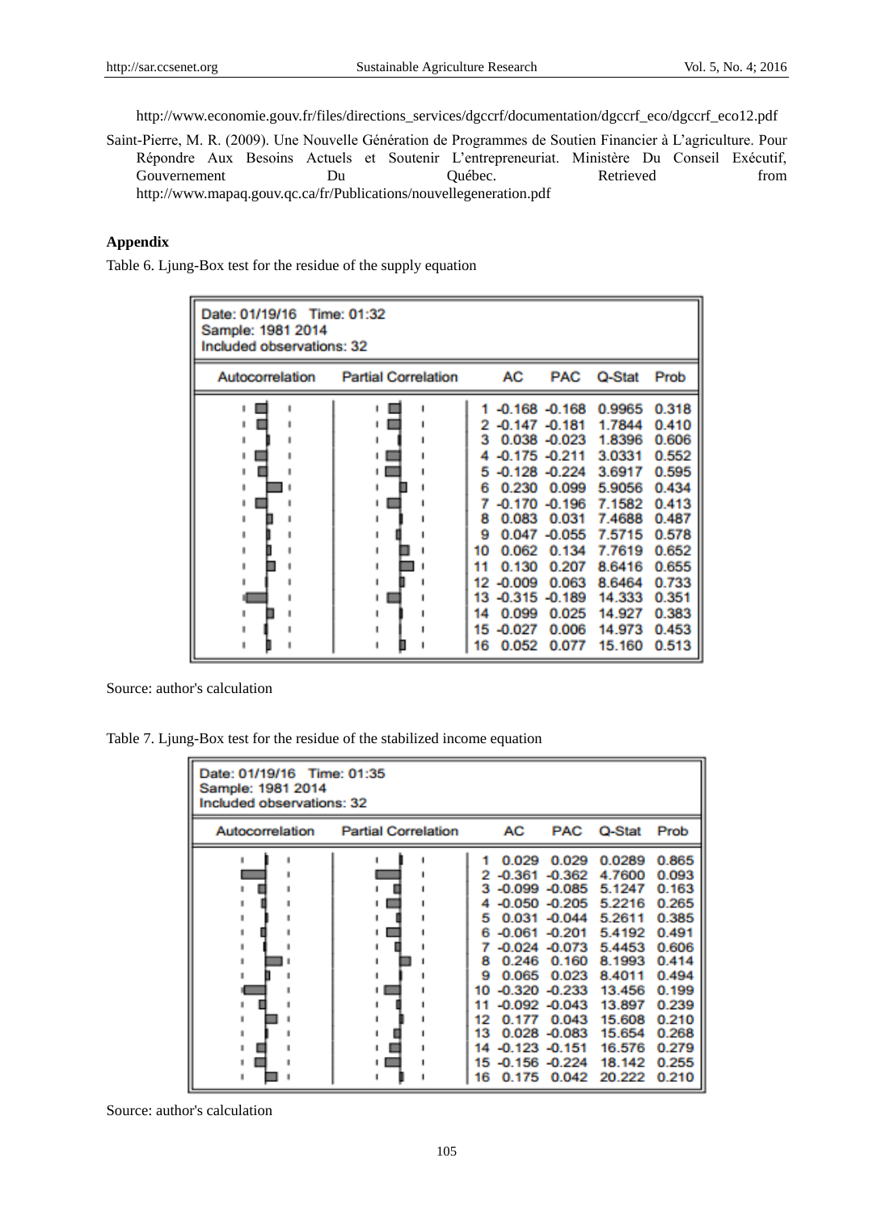http://www.economie.gouv.fr/files/directions_services/dgccrf/documentation/dgccrf_eco/dgccrf_eco12.pdf

Saint-Pierre, M. R. (2009). Une Nouvelle Génération de Programmes de Soutien Financier à L'agriculture. Pour Répondre Aux Besoins Actuels et Soutenir L'entrepreneuriat. Ministère Du Conseil Exécutif, Gouvernement Du Québec. Retrieved from http://www.mapaq.gouv.qc.ca/fr/Publications/nouvellegeneration.pdf

## Appendix

Table 6. Ljung-Box test for the residue of the supply equation

Date: 01/19/16 Time: 01:32
Sample: 1981 2014
Included observations: 32

| | AC | PAC | Q-Stat | Prob |
|---|---|---|---|---|
| 1 | -0.168 | -0.168 | 0.9965 | 0.318 |
| 2 | -0.147 | -0.181 | 1.7844 | 0.410 |
| 3 | 0.038 | -0.023 | 1.8396 | 0.606 |
| 4 | -0.175 | -0.211 | 3.0331 | 0.552 |
| 5 | -0.128 | -0.224 | 3.6917 | 0.595 |
| 6 | 0.230 | 0.099 | 5.9056 | 0.434 |
| 7 | -0.170 | -0.196 | 7.1582 | 0.413 |
| 8 | 0.083 | 0.031 | 7.4688 | 0.487 |
| 9 | 0.047 | -0.055 | 7.5715 | 0.578 |
| 10 | 0.062 | 0.134 | 7.7619 | 0.652 |
| 11 | 0.130 | 0.207 | 8.6416 | 0.655 |
| 12 | -0.009 | 0.063 | 8.6464 | 0.733 |
| 13 | -0.315 | -0.189 | 14.333 | 0.351 |
| 14 | 0.099 | 0.025 | 14.927 | 0.383 |
| 15 | -0.027 | 0.006 | 14.973 | 0.453 |
| 16 | 0.052 | 0.077 | 15.160 | 0.513 |

Source: author's calculation

Table 7. Ljung-Box test for the residue of the stabilized income equation

Date: 01/19/16 Time: 01:35
Sample: 1981 2014
Included observations: 32

| | AC | PAC | Q-Stat | Prob |
|---|---|---|---|---|
| 1 | 0.029 | 0.029 | 0.0289 | 0.865 |
| 2 | -0.361 | -0.362 | 4.7600 | 0.093 |
| 3 | -0.099 | -0.085 | 5.1247 | 0.163 |
| 4 | -0.050 | -0.205 | 5.2216 | 0.265 |
| 5 | 0.031 | -0.044 | 5.2611 | 0.385 |
| 6 | -0.061 | -0.201 | 5.4192 | 0.491 |
| 7 | -0.024 | -0.073 | 5.4453 | 0.606 |
| 8 | 0.246 | 0.160 | 8.1993 | 0.414 |
| 9 | 0.065 | 0.023 | 8.4011 | 0.494 |
| 10 | -0.320 | -0.233 | 13.456 | 0.199 |
| 11 | -0.092 | -0.043 | 13.897 | 0.239 |
| 12 | 0.177 | 0.043 | 15.608 | 0.210 |
| 13 | 0.028 | -0.083 | 15.654 | 0.268 |
| 14 | -0.123 | -0.151 | 16.576 | 0.279 |
| 15 | -0.156 | -0.224 | 18.142 | 0.255 |
| 16 | 0.175 | 0.042 | 20.222 | 0.210 |

Source: author's calculation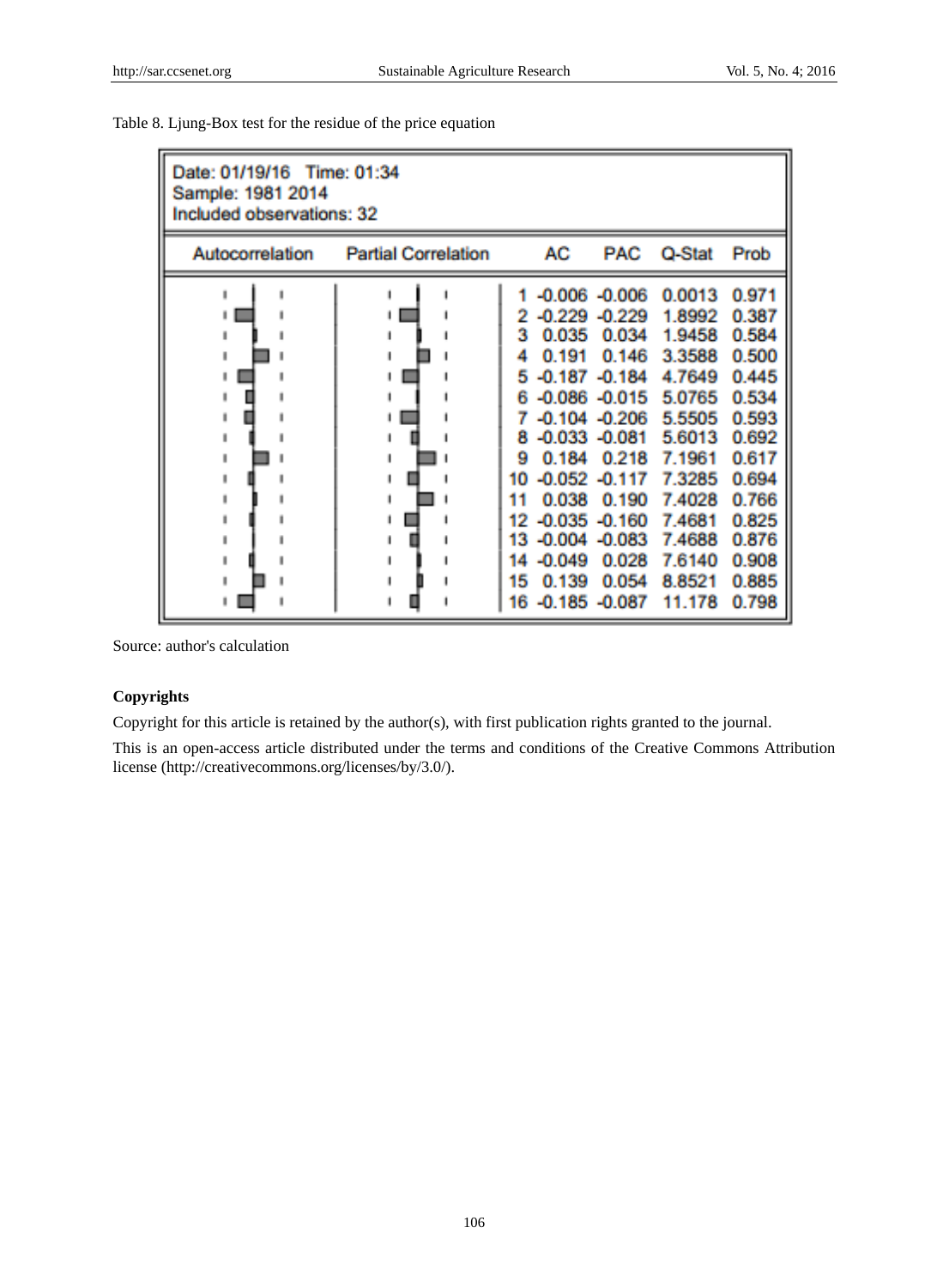Table 8. Ljung-Box test for the residue of the price equation

Date: 01/19/16 Time: 01:34
Sample: 1981 2014
Included observations: 32

| Autocorrelation | Partial Correlation | | AC | PAC | Q-Stat | Prob |
|---|---|---|---|---|---|---|
| | | 1 | -0.006 | -0.006 | 0.0013 | 0.971 |
| | | 2 | -0.229 | -0.229 | 1.8992 | 0.387 |
| | | 3 | 0.035 | 0.034 | 1.9458 | 0.584 |
| | | 4 | 0.191 | 0.146 | 3.3588 | 0.500 |
| | | 5 | -0.187 | -0.184 | 4.7649 | 0.445 |
| | | 6 | -0.086 | -0.015 | 5.0765 | 0.534 |
| | | 7 | -0.104 | -0.206 | 5.5505 | 0.593 |
| | | 8 | -0.033 | -0.081 | 5.6013 | 0.692 |
| | | 9 | 0.184 | 0.218 | 7.1961 | 0.617 |
| | | 10 | -0.052 | -0.117 | 7.3285 | 0.694 |
| | | 11 | 0.038 | 0.190 | 7.4028 | 0.766 |
| | | 12 | -0.035 | -0.160 | 7.4681 | 0.825 |
| | | 13 | -0.004 | -0.083 | 7.4688 | 0.876 |
| | | 14 | -0.049 | 0.028 | 7.6140 | 0.908 |
| | | 15 | 0.139 | 0.054 | 8.8521 | 0.885 |
| | | 16 | -0.185 | -0.087 | 11.178 | 0.798 |

Source: author's calculation

**Copyrights**

Copyright for this article is retained by the author(s), with first publication rights granted to the journal.

This is an open-access article distributed under the terms and conditions of the Creative Commons Attribution license (http://creativecommons.org/licenses/by/3.0/).